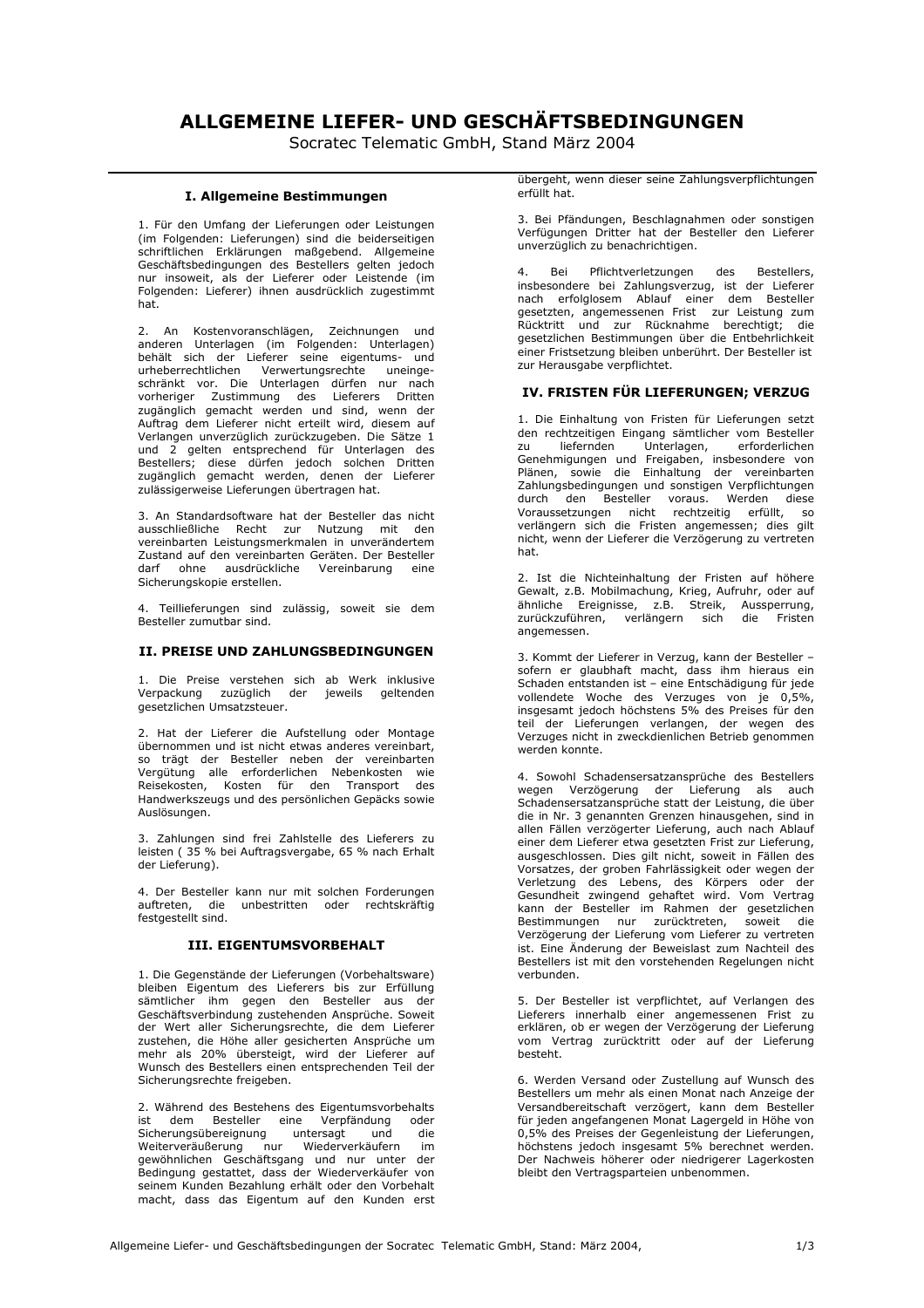# ALLGEMEINE LIEFER- UND GESCHÄFTSBEDINGUNGEN

Socratec Telematic GmbH, Stand März 2004

## I. Allgemeine Bestimmungen

1. Für den Umfang der Lieferungen oder Leistungen (im Folgenden: Lieferungen) sind die beiderseitigen schriftlichen Erklärungen maßgebend. Allgemeine Geschäftsbedingungen des Bestellers gelten jedoch nur insoweit, als der Lieferer oder Leistende (im Folgenden: Lieferer) ihnen ausdrücklich zugestimmt hat.

2. An Kostenvoranschlägen, Zeichnungen und anderen Unterlagen (im Folgenden: Unterlagen) behält sich der Lieferer seine eigentums- und urheberrechtlichen Verwertungsrechte uneingeschränkt vor. Die Unterlagen dürfen nur nach vorheriger Zustimmung des Lieferers Dritten zugänglich gemacht werden und sind, wenn der Auftrag dem Lieferer nicht erteilt wird, diesem auf Verlangen unverzüglich zurückzugeben. Die Sätze 1 und 2 gelten entsprechend für Unterlagen des Bestellers; diese dürfen jedoch solchen Dritten zugänglich gemacht werden, denen der Lieferer zulässigerweise Lieferungen übertragen hat.

3. An Standardsoftware hat der Besteller das nicht ausschließliche Recht zur Nutzung mit den vereinbarten Leistungsmerkmalen in unverändertem Zustand auf den vereinbarten Geräten. Der Besteller darf ohne ausdrückliche Vereinbarung eine Sicherungskopie erstellen.

4. Teillieferungen sind zulässig, soweit sie dem Besteller zumutbar sind.

## II. PREISE UND ZAHLUNGSBEDINGUNGEN

1. Die Preise verstehen sich ab Werk inklusive Verpackung zuzüglich der jeweils geltenden gesetzlichen Umsatzsteuer.

2. Hat der Lieferer die Aufstellung oder Montage übernommen und ist nicht etwas anderes vereinbart, so trägt der Besteller neben der vereinbarten Vergütung alle erforderlichen Nebenkosten wie Reisekosten, Kosten für den Transport des Handwerkszeugs und des persönlichen Gepäcks sowie Auslösungen.

3. Zahlungen sind frei Zahlstelle des Lieferers zu leisten ( 35 % bei Auftragsvergabe, 65 % nach Erhalt der Lieferung).

4. Der Besteller kann nur mit solchen Forderungen auftreten, die unbestritten oder rechtskräftig festgestellt sind.

## III. EIGENTUMSVORBEHALT

1. Die Gegenstände der Lieferungen (Vorbehaltsware) bleiben Eigentum des Lieferers bis zur Erfüllung sämtlicher ihm gegen den Besteller aus der Geschäftsverbindung zustehenden Ansprüche. Soweit der Wert aller Sicherungsrechte, die dem Lieferer zustehen, die Höhe aller gesicherten Ansprüche um mehr als 20% übersteigt, wird der Lieferer auf Wunsch des Bestellers einen entsprechenden Teil der Sicherungsrechte freigeben.

2. Während des Bestehens des Eigentumsvorbehalts ist dem Besteller eine Verpfändung oder Sicherungsübereignung untersagt und die Weiterveräußerung nur Wiederverkäufern im gewöhnlichen Geschäftsgang und nur unter der Bedingung gestattet, dass der Wiederverkäufer von seinem Kunden Bezahlung erhält oder den Vorbehalt macht, dass das Eigentum auf den Kunden erst übergeht, wenn dieser seine Zahlungsverpflichtungen erfüllt hat.

3. Bei Pfändungen, Beschlagnahmen oder sonstigen Verfügungen Dritter hat der Besteller den Lieferer unverzüglich zu benachrichtigen.

4. Bei Pflichtverletzungen des Bestellers, insbesondere bei Zahlungsverzug, ist der Lieferer nach erfolglosem Ablauf einer dem Besteller gesetzten, angemessenen Frist zur Leistung zum Rücktritt und zur Rücknahme berechtigt; die gesetzlichen Bestimmungen über die Entbehrlichkeit einer Fristsetzung bleiben unberührt. Der Besteller ist zur Herausgabe verpflichtet.

## IV. FRISTEN FÜR LIEFERUNGEN; VERZUG

1. Die Einhaltung von Fristen für Lieferungen setzt den rechtzeitigen Eingang sämtlicher vom Besteller zu liefernden Unterlagen, erforderlichen Genehmigungen und Freigaben, insbesondere von Plänen, sowie die Einhaltung der vereinbarten Zahlungsbedingungen und sonstigen Verpflichtungen durch den Besteller voraus. Werden diese Voraussetzungen nicht rechtzeitig erfüllt, so verlängern sich die Fristen angemessen; dies gilt nicht, wenn der Lieferer die Verzögerung zu vertreten hat.

2. Ist die Nichteinhaltung der Fristen auf höhere Gewalt, z.B. Mobilmachung, Krieg, Aufruhr, oder auf ähnliche Ereignisse, z.B. Streik, Aussperrung, zurückzuführen, verlängern sich die Fristen angemessen.

3. Kommt der Lieferer in Verzug, kann der Besteller – sofern er glaubhaft macht, dass ihm hieraus ein Schaden entstanden ist – eine Entschädigung für jede vollendete Woche des Verzuges von je 0,5%, insgesamt jedoch höchstens 5% des Preises für den teil der Lieferungen verlangen, der wegen des Verzuges nicht in zweckdienlichen Betrieb genommen werden konnte.

4. Sowohl Schadensersatzansprüche des Bestellers wegen Verzögerung der Lieferung als auch Schadensersatzansprüche statt der Leistung, die über die in Nr. 3 genannten Grenzen hinausgehen, sind in allen Fällen verzögerter Lieferung, auch nach Ablauf einer dem Lieferer etwa gesetzten Frist zur Lieferung, ausgeschlossen. Dies gilt nicht, soweit in Fällen des Vorsatzes, der groben Fahrlässigkeit oder wegen der Verletzung des Lebens, des Körpers oder der Gesundheit zwingend gehaftet wird. Vom Vertrag kann der Besteller im Rahmen der gesetzlichen Bestimmungen nur zurücktreten, soweit die Verzögerung der Lieferung vom Lieferer zu vertreten ist. Eine Änderung der Beweislast zum Nachteil des Bestellers ist mit den vorstehenden Regelungen nicht verbunden.

5. Der Besteller ist verpflichtet, auf Verlangen des Lieferers innerhalb einer angemessenen Frist zu erklären, ob er wegen der Verzögerung der Lieferung vom Vertrag zurücktritt oder auf der Lieferung besteht.

6. Werden Versand oder Zustellung auf Wunsch des Bestellers um mehr als einen Monat nach Anzeige der Versandbereitschaft verzögert, kann dem Besteller für jeden angefangenen Monat Lagergeld in Höhe von 0,5% des Preises der Gegenleistung der Lieferungen, höchstens jedoch insgesamt 5% berechnet werden. Der Nachweis höherer oder niedrigerer Lagerkosten bleibt den Vertragsparteien unbenommen.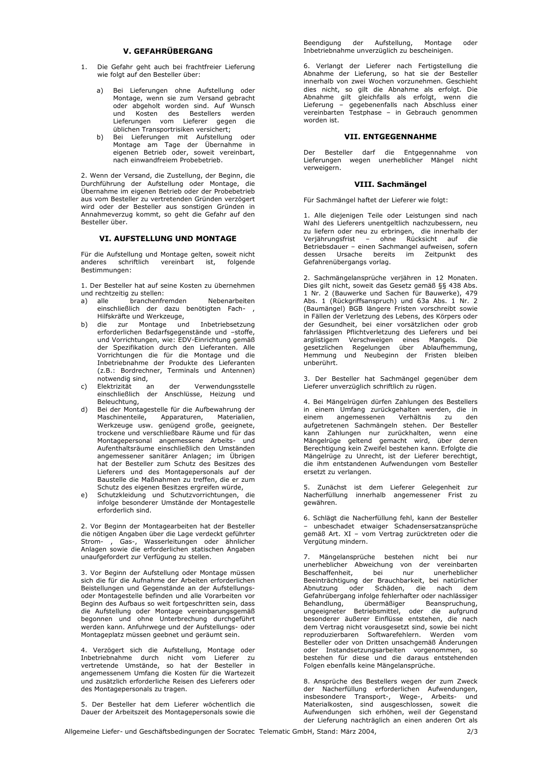## V. GEFAHRÜBERGANG

1. Die Gefahr geht auch bei frachtfreier Lieferung wie folgt auf den Besteller über:

   a) Bei Lieferungen ohne Aufstellung oder Montage, wenn sie zum Versand gebracht oder abgeholt worden sind. Auf Wunsch und Kosten des Bestellers werden Lieferungen vom Lieferer gegen die üblichen Transportrisiken versichert;
   b) Bei Lieferungen mit Aufstellung oder Montage am Tage der Übernahme in eigenen Betrieb oder, soweit vereinbart, nach einwandfreiem Probebetrieb.

2. Wenn der Versand, die Zustellung, der Beginn, die Durchführung der Aufstellung oder Montage, die Übernahme im eigenen Betrieb oder der Probebetrieb aus vom Besteller zu vertretenden Gründen verzögert wird oder der Besteller aus sonstigen Gründen in Annahmeverzug kommt, so geht die Gefahr auf den Besteller über.

## VI. AUFSTELLUNG UND MONTAGE

Für die Aufstellung und Montage gelten, soweit nicht anderes schriftlich vereinbart ist, folgende Bestimmungen:

1. Der Besteller hat auf seine Kosten zu übernehmen und rechtzeitig zu stellen:
   a) alle branchenfremden Nebenarbeiten einschließlich der dazu benötigten Fach- , Hilfskräfte und Werkzeuge,
   b) die zur Montage und Inbetriebsetzung erforderlichen Bedarfsgegenstände und –stoffe, und Vorrichtungen, wie: EDV-Einrichtung gemäß der Spezifikation durch den Lieferanten. Alle Vorrichtungen die für die Montage und die Inbetriebnahme der Produkte des Lieferanten (z.B.: Bordrechner, Terminals und Antennen) notwendig sind,
   c) Elektrizität an der Verwendungsstelle einschließlich der Anschlüsse, Heizung und Beleuchtung,
   d) Bei der Montagestelle für die Aufbewahrung der Maschinenteile, Apparaturen, Materialien, Werkzeuge usw. genügend große, geeignete, trockene und verschließbare Räume und für das Montagepersonal angemessene Arbeits- und Aufenthaltsräume einschließlich den Umständen angemessener sanitärer Anlagen; im Übrigen hat der Besteller zum Schutz des Besitzes des Lieferers und des Montagepersonals auf der Baustelle die Maßnahmen zu treffen, die er zum Schutz des eigenen Besitzes ergreifen würde,
   e) Schutzkleidung und Schutzvorrichtungen, die infolge besonderer Umstände der Montagestelle erforderlich sind.

2. Vor Beginn der Montagearbeiten hat der Besteller die nötigen Angaben über die Lage verdeckt geführter Strom- , Gas-, Wasserleitungen oder ähnlicher Anlagen sowie die erforderlichen statischen Angaben unaufgefordert zur Verfügung zu stellen.

3. Vor Beginn der Aufstellung oder Montage müssen sich die für die Aufnahme der Arbeiten erforderlichen Beistellungen und Gegenstände an der Aufstellungs- oder Montagestelle befinden und alle Vorarbeiten vor Beginn des Aufbaus so weit fortgeschritten sein, dass die Aufstellung oder Montage vereinbarungsgemäß begonnen und ohne Unterbrechung durchgeführt werden kann. Anfuhrwege und der Aufstellungs- oder Montageplatz müssen geebnet und geräumt sein.

4. Verzögert sich die Aufstellung, Montage oder Inbetriebnahme durch nicht vom Lieferer zu vertretende Umstände, so hat der Besteller in angemessenem Umfang die Kosten für die Wartezeit und zusätzlich erforderliche Reisen des Lieferers oder des Montagepersonals zu tragen.

5. Der Besteller hat dem Lieferer wöchentlich die Dauer der Arbeitszeit des Montagepersonals sowie die Beendigung der Aufstellung, Montage oder Inbetriebnahme unverzüglich zu bescheinigen.

6. Verlangt der Lieferer nach Fertigstellung die Abnahme der Lieferung, so hat sie der Besteller innerhalb von zwei Wochen vorzunehmen. Geschieht dies nicht, so gilt die Abnahme als erfolgt. Die Abnahme gilt gleichfalls als erfolgt, wenn die Lieferung – gegebenenfalls nach Abschluss einer vereinbarten Testphase – in Gebrauch genommen worden ist.

## VII. ENTGEGENNAHME

Der Besteller darf die Entgegennahme von Lieferungen wegen unerheblicher Mängel nicht verweigern.

## VIII. Sachmängel

Für Sachmängel haftet der Lieferer wie folgt:

1. Alle diejenigen Teile oder Leistungen sind nach Wahl des Lieferers unentgeltlich nachzubessern, neu zu liefern oder neu zu erbringen, die innerhalb der Verjährungsfrist – ohne Rücksicht auf die Betriebsdauer – einen Sachmangel aufweisen, sofern dessen Ursache bereits im Zeitpunkt des Gefahrenübergangs vorlag.

2. Sachmängelansprüche verjähren in 12 Monaten. Dies gilt nicht, soweit das Gesetz gemäß §§ 438 Abs. 1 Nr. 2 (Bauwerke und Sachen für Bauwerke), 479 Abs. 1 (Rückgriffsanspruch) und 63a Abs. 1 Nr. 2 (Baumängel) BGB längere Fristen vorschreibt sowie in Fällen der Verletzung des Lebens, des Körpers oder der Gesundheit, bei einer vorsätzlichen oder grob fahrlässigen Pflichtverletzung des Lieferers und bei arglistigem Verschweigen eines Mangels. Die gesetzlichen Regelungen über Ablaufhemmung, Hemmung und Neubeginn der Fristen bleiben unberührt.

3. Der Besteller hat Sachmängel gegenüber dem Lieferer unverzüglich schriftlich zu rügen.

4. Bei Mängelrügen dürfen Zahlungen des Bestellers in einem Umfang zurückgehalten werden, die in einem angemessenen Verhältnis zu den aufgetretenen Sachmängeln stehen. Der Besteller kann Zahlungen nur zurückhalten, wenn eine Mängelrüge geltend gemacht wird, über deren Berechtigung kein Zweifel bestehen kann. Erfolgte die Mängelrüge zu Unrecht, ist der Lieferer berechtigt, die ihm entstandenen Aufwendungen vom Besteller ersetzt zu verlangen.

5. Zunächst ist dem Lieferer Gelegenheit zur Nacherfüllung innerhalb angemessener Frist zu gewähren.

6. Schlägt die Nacherfüllung fehl, kann der Besteller – unbeschadet etwaiger Schadensersatzansprüche gemäß Art. XI – vom Vertrag zurücktreten oder die Vergütung mindern.

7. Mängelansprüche bestehen nicht bei nur unerheblicher Abweichung von der vereinbarten Beschaffenheit, bei nur unerheblicher Beeinträchtigung der Brauchbarkeit, bei natürlicher Abnutzung oder Schäden, die nach dem Gefahrübergang infolge fehlerhafter oder nachlässiger Behandlung, übermäßiger Beanspruchung, ungeeigneter Betriebsmittel, oder die aufgrund besonderer äußerer Einflüsse entstehen, die nach dem Vertrag nicht vorausgesetzt sind, sowie bei nicht reproduzierbaren Softwarefehlern. Werden vom Besteller oder von Dritten unsachgemäß Änderungen oder Instandsetzungsarbeiten vorgenommen, so bestehen für diese und die daraus entstehenden Folgen ebenfalls keine Mängelansprüche.

8. Ansprüche des Bestellers wegen der zum Zweck der Nacherfüllung erforderlichen Aufwendungen, insbesondere Transport-, Wege-, Arbeits- und Materialkosten, sind ausgeschlossen, soweit die Aufwendungen sich erhöhen, weil der Gegenstand der Lieferung nachträglich an einen anderen Ort als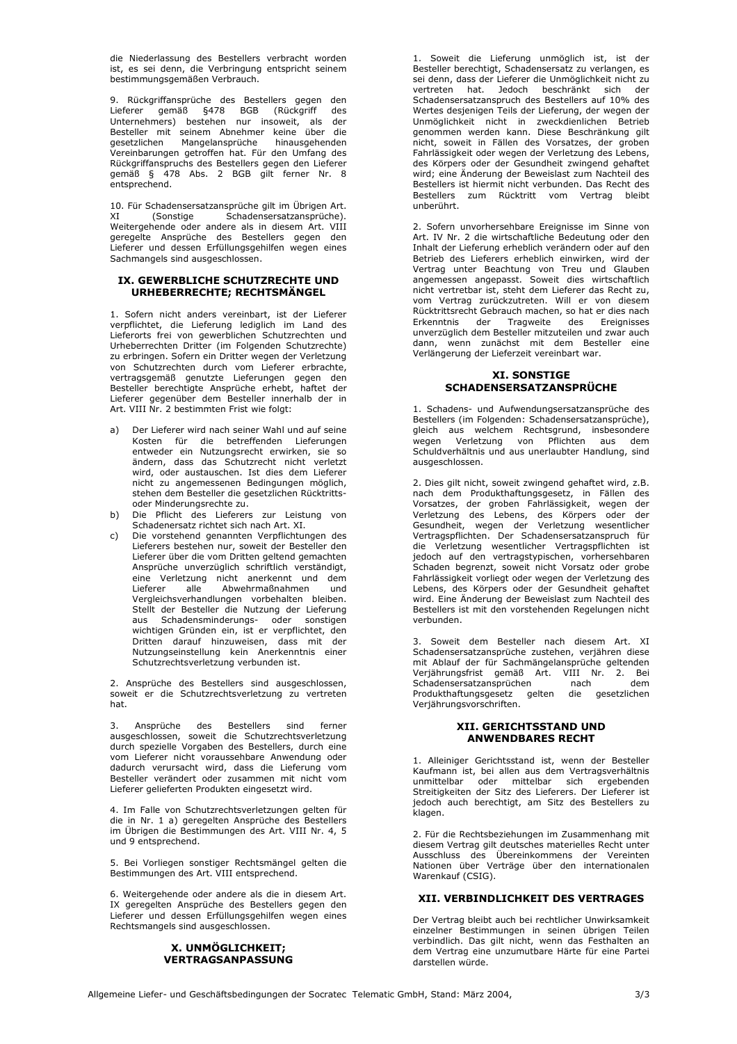die Niederlassung des Bestellers verbracht worden ist, es sei denn, die Verbringung entspricht seinem bestimmungsgemäßen Verbrauch.

9. Rückgriffansprüche des Bestellers gegen den Lieferer gemäß §478 BGB (Rückgriff des Unternehmers) bestehen nur insoweit, als der Besteller mit seinem Abnehmer keine über die gesetzlichen Mangelansprüche hinausgehenden Vereinbarungen getroffen hat. Für den Umfang des Rückgriffanspruchs des Bestellers gegen den Lieferer gemäß § 478 Abs. 2 BGB gilt ferner Nr. 8 entsprechend.

10. Für Schadensersatzansprüche gilt im Übrigen Art. XI (Sonstige Schadensersatzansprüche). Weitergehende oder andere als in diesem Art. VIII geregelte Ansprüche des Bestellers gegen den Lieferer und dessen Erfüllungsgehilfen wegen eines Sachmangels sind ausgeschlossen.

## IX. GEWERBLICHE SCHUTZRECHTE UND URHEBERRECHTE; RECHTSMÄNGEL

1. Sofern nicht anders vereinbart, ist der Lieferer verpflichtet, die Lieferung lediglich im Land des Lieferorts frei von gewerblichen Schutzrechten und Urheberrechten Dritter (im Folgenden Schutzrechte) zu erbringen. Sofern ein Dritter wegen der Verletzung von Schutzrechten durch vom Lieferer erbrachte, vertragsgemäß genutzte Lieferungen gegen den Besteller berechtigte Ansprüche erhebt, haftet der Lieferer gegenüber dem Besteller innerhalb der in Art. VIII Nr. 2 bestimmten Frist wie folgt:

a) Der Lieferer wird nach seiner Wahl und auf seine Kosten für die betreffenden Lieferungen entweder ein Nutzungsrecht erwirken, sie so ändern, dass das Schutzrecht nicht verletzt wird, oder austauschen. Ist dies dem Lieferer nicht zu angemessenen Bedingungen möglich, stehen dem Besteller die gesetzlichen Rücktritts- oder Minderungsrechte zu.

b) Die Pflicht des Lieferers zur Leistung von Schadenersatz richtet sich nach Art. XI.

c) Die vorstehend genannten Verpflichtungen des Lieferers bestehen nur, soweit der Besteller den Lieferer über die vom Dritten geltend gemachten Ansprüche unverzüglich schriftlich verständigt, eine Verletzung nicht anerkennt und dem Lieferer alle Abwehrmaßnahmen und Vergleichsverhandlungen vorbehalten bleiben. Stellt der Besteller die Nutzung der Lieferung aus Schadensminderungs- oder sonstigen wichtigen Gründen ein, ist er verpflichtet, den Dritten darauf hinzuweisen, dass mit der Nutzungseinstellung kein Anerkenntnis einer Schutzrechtsverletzung verbunden ist.

2. Ansprüche des Bestellers sind ausgeschlossen, soweit er die Schutzrechtsverletzung zu vertreten hat.

3. Ansprüche des Bestellers sind ferner ausgeschlossen, soweit die Schutzrechtsverletzung durch spezielle Vorgaben des Bestellers, durch eine vom Lieferer nicht voraussehbare Anwendung oder dadurch verursacht wird, dass die Lieferung vom Besteller verändert oder zusammen mit nicht vom Lieferer gelieferten Produkten eingesetzt wird.

4. Im Falle von Schutzrechtsverletzungen gelten für die in Nr. 1 a) geregelten Ansprüche des Bestellers im Übrigen die Bestimmungen des Art. VIII Nr. 4, 5 und 9 entsprechend.

5. Bei Vorliegen sonstiger Rechtsmängel gelten die Bestimmungen des Art. VIII entsprechend.

6. Weitergehende oder andere als die in diesem Art. IX geregelten Ansprüche des Bestellers gegen den Lieferer und dessen Erfüllungsgehilfen wegen eines Rechtsmangels sind ausgeschlossen.

## X. UNMÖGLICHKEIT; VERTRAGSANPASSUNG

1. Soweit die Lieferung unmöglich ist, ist der Besteller berechtigt, Schadensersatz zu verlangen, es sei denn, dass der Lieferer die Unmöglichkeit nicht zu vertreten hat. Jedoch beschränkt sich der Schadensersatzanspruch des Bestellers auf 10% des Wertes desjenigen Teils der Lieferung, der wegen der Unmöglichkeit nicht in zweckdienlichen Betrieb genommen werden kann. Diese Beschränkung gilt nicht, soweit in Fällen des Vorsatzes, der groben Fahrlässigkeit oder wegen der Verletzung des Lebens, des Körpers oder der Gesundheit zwingend gehaftet wird; eine Änderung der Beweislast zum Nachteil des Bestellers ist hiermit nicht verbunden. Das Recht des Bestellers zum Rücktritt vom Vertrag bleibt unberührt.

2. Sofern unvorhersehbare Ereignisse im Sinne von Art. IV Nr. 2 die wirtschaftliche Bedeutung oder den Inhalt der Lieferung erheblich verändern oder auf den Betrieb des Lieferers erheblich einwirken, wird der Vertrag unter Beachtung von Treu und Glauben angemessen angepasst. Soweit dies wirtschaftlich nicht vertretbar ist, steht dem Lieferer das Recht zu, vom Vertrag zurückzutreten. Will er von diesem Rücktrittsrecht Gebrauch machen, so hat er dies nach Erkenntnis der Tragweite des Ereignisses unverzüglich dem Besteller mitzuteilen und zwar auch dann, wenn zunächst mit dem Besteller eine Verlängerung der Lieferzeit vereinbart war.

## XI. SONSTIGE SCHADENSERSATZANSPRÜCHE

1. Schadens- und Aufwendungsersatzansprüche des Bestellers (im Folgenden: Schadensersatzansprüche), gleich aus welchem Rechtsgrund, insbesondere wegen Verletzung von Pflichten aus dem Schuldverhältnis und aus unerlaubter Handlung, sind ausgeschlossen.

2. Dies gilt nicht, soweit zwingend gehaftet wird, z.B. nach dem Produkthaftungsgesetz, in Fällen des Vorsatzes, der groben Fahrlässigkeit, wegen der Verletzung des Lebens, des Körpers oder der Gesundheit, wegen der Verletzung wesentlicher Vertragspflichten. Der Schadensersatzanspruch für die Verletzung wesentlicher Vertragspflichten ist jedoch auf den vertragstypischen, vorhersehbaren Schaden begrenzt, soweit nicht Vorsatz oder grobe Fahrlässigkeit vorliegt oder wegen der Verletzung des Lebens, des Körpers oder der Gesundheit gehaftet wird. Eine Änderung der Beweislast zum Nachteil des Bestellers ist mit den vorstehenden Regelungen nicht verbunden.

3. Soweit dem Besteller nach diesem Art. XI Schadensersatzansprüche zustehen, verjähren diese mit Ablauf der für Sachmängelansprüche geltenden Verjährungsfrist gemäß Art. VIII Nr. 2. Bei Schadensersatzansprüchen nach dem Produkthaftungsgesetz gelten die gesetzlichen Verjährungsvorschriften.

## XII. GERICHTSSTAND UND ANWENDBARES RECHT

1. Alleiniger Gerichtsstand ist, wenn der Besteller Kaufmann ist, bei allen aus dem Vertragsverhältnis unmittelbar oder mittelbar sich ergebenden Streitigkeiten der Sitz des Lieferers. Der Lieferer ist jedoch auch berechtigt, am Sitz des Bestellers zu klagen.

2. Für die Rechtsbeziehungen im Zusammenhang mit diesem Vertrag gilt deutsches materielles Recht unter Ausschluss des Übereinkommens der Vereinten Nationen über Verträge über den internationalen Warenkauf (CSIG).

## XII. VERBINDLICHKEIT DES VERTRAGES

Der Vertrag bleibt auch bei rechtlicher Unwirksamkeit einzelner Bestimmungen in seinen übrigen Teilen verbindlich. Das gilt nicht, wenn das Festhalten an dem Vertrag eine unzumutbare Härte für eine Partei darstellen würde.